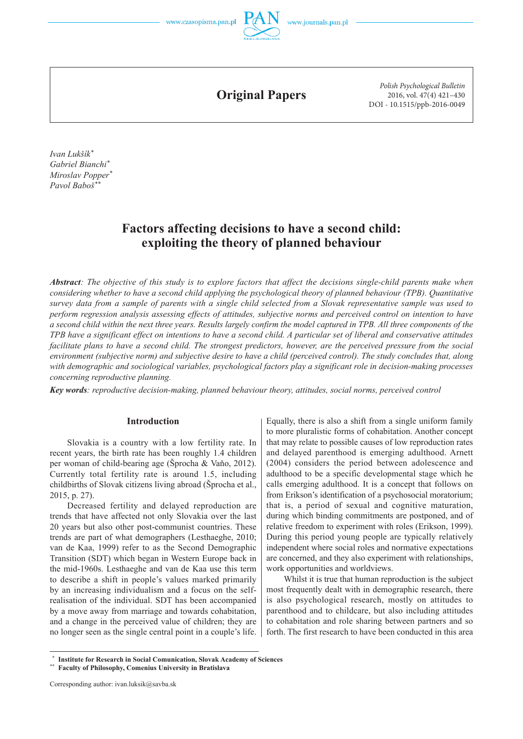## Original Papers

Polish Psychological Bulletin
2016, vol. 47(4) 421–430
DOI - 10.1515/ppb-2016-0049

*Ivan Lukšík*[*]
*Gabriel Bianchi*[*]
*Miroslav Popper*[*]
*Pavol Baboš*[**]

# Factors affecting decisions to have a second child: exploiting the theory of planned behaviour

***Abstract****: The objective of this study is to explore factors that affect the decisions single-child parents make when considering whether to have a second child applying the psychological theory of planned behaviour (TPB). Quantitative survey data from a sample of parents with a single child selected from a Slovak representative sample was used to perform regression analysis assessing effects of attitudes, subjective norms and perceived control on intention to have a second child within the next three years. Results largely confirm the model captured in TPB. All three components of the TPB have a significant effect on intentions to have a second child. A particular set of liberal and conservative attitudes facilitate plans to have a second child. The strongest predictors, however, are the perceived pressure from the social environment (subjective norm) and subjective desire to have a child (perceived control). The study concludes that, along with demographic and sociological variables, psychological factors play a significant role in decision-making processes concerning reproductive planning.*

***Key words****: reproductive decision-making, planned behaviour theory, attitudes, social norms, perceived control*

## Introduction

Slovakia is a country with a low fertility rate. In recent years, the birth rate has been roughly 1.4 children per woman of child-bearing age (Šprocha & Vaňo, 2012). Currently total fertility rate is around 1.5, including childbirths of Slovak citizens living abroad (Šprocha et al., 2015, p. 27).

Decreased fertility and delayed reproduction are trends that have affected not only Slovakia over the last 20 years but also other post-communist countries. These trends are part of what demographers (Lesthaeghe, 2010; van de Kaa, 1999) refer to as the Second Demographic Transition (SDT) which began in Western Europe back in the mid-1960s. Lesthaeghe and van de Kaa use this term to describe a shift in people's values marked primarily by an increasing individualism and a focus on the self-realisation of the individual. SDT has been accompanied by a move away from marriage and towards cohabitation, and a change in the perceived value of children; they are no longer seen as the single central point in a couple's life. Equally, there is also a shift from a single uniform family to more pluralistic forms of cohabitation. Another concept that may relate to possible causes of low reproduction rates and delayed parenthood is emerging adulthood. Arnett (2004) considers the period between adolescence and adulthood to be a specific developmental stage which he calls emerging adulthood. It is a concept that follows on from Erikson's identification of a psychosocial moratorium; that is, a period of sexual and cognitive maturation, during which binding commitments are postponed, and of relative freedom to experiment with roles (Erikson, 1999). During this period young people are typically relatively independent where social roles and normative expectations are concerned, and they also experiment with relationships, work opportunities and worldviews.

Whilst it is true that human reproduction is the subject most frequently dealt with in demographic research, there is also psychological research, mostly on attitudes to parenthood and to childcare, but also including attitudes to cohabitation and role sharing between partners and so forth. The first research to have been conducted in this area

---

[*] **Institute for Research in Social Comunication, Slovak Academy of Sciences**
[**] **Faculty of Philosophy, Comenius University in Bratislava**

Corresponding author: ivan.luksik@savba.sk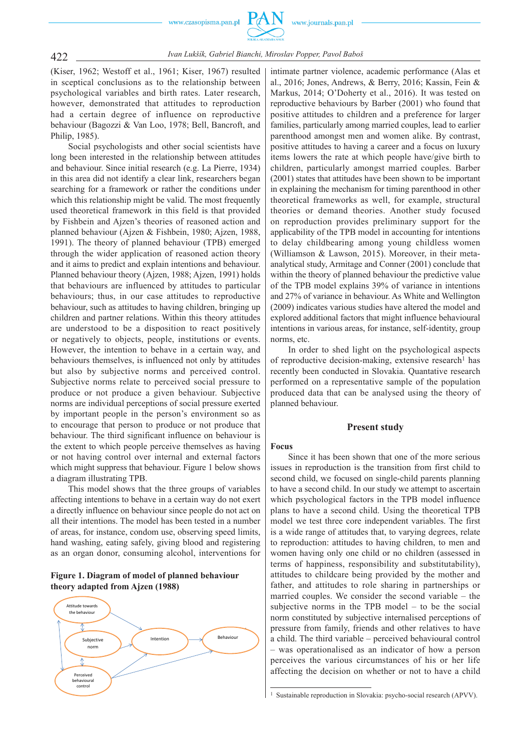(Kiser, 1962; Westoff et al., 1961; Kiser, 1967) resulted in sceptical conclusions as to the relationship between psychological variables and birth rates. Later research, however, demonstrated that attitudes to reproduction had a certain degree of influence on reproductive behaviour (Bagozzi & Van Loo, 1978; Bell, Bancroft, and Philip, 1985).

Social psychologists and other social scientists have long been interested in the relationship between attitudes and behaviour. Since initial research (e.g. La Pierre, 1934) in this area did not identify a clear link, researchers began searching for a framework or rather the conditions under which this relationship might be valid. The most frequently used theoretical framework in this field is that provided by Fishbein and Ajzen's theories of reasoned action and planned behaviour (Ajzen & Fishbein, 1980; Ajzen, 1988, 1991). The theory of planned behaviour (TPB) emerged through the wider application of reasoned action theory and it aims to predict and explain intentions and behaviour. Planned behaviour theory (Ajzen, 1988; Ajzen, 1991) holds that behaviours are influenced by attitudes to particular behaviours; thus, in our case attitudes to reproductive behaviour, such as attitudes to having children, bringing up children and partner relations. Within this theory attitudes are understood to be a disposition to react positively or negatively to objects, people, institutions or events. However, the intention to behave in a certain way, and behaviours themselves, is influenced not only by attitudes but also by subjective norms and perceived control. Subjective norms relate to perceived social pressure to produce or not produce a given behaviour. Subjective norms are individual perceptions of social pressure exerted by important people in the person's environment so as to encourage that person to produce or not produce that behaviour. The third significant influence on behaviour is the extent to which people perceive themselves as having or not having control over internal and external factors which might suppress that behaviour. Figure 1 below shows a diagram illustrating TPB.

This model shows that the three groups of variables affecting intentions to behave in a certain way do not exert a directly influence on behaviour since people do not act on all their intentions. The model has been tested in a number of areas, for instance, condom use, observing speed limits, hand washing, eating safely, giving blood and registering as an organ donor, consuming alcohol, interventions for

**Figure 1. Diagram of model of planned behaviour theory adapted from Ajzen (1988)**

intimate partner violence, academic performance (Alas et al., 2016; Jones, Andrews, & Berry, 2016; Kassin, Fein & Markus, 2014; O'Doherty et al., 2016). It was tested on reproductive behaviours by Barber (2001) who found that positive attitudes to children and a preference for larger families, particularly among married couples, lead to earlier parenthood amongst men and women alike. By contrast, positive attitudes to having a career and a focus on luxury items lowers the rate at which people have/give birth to children, particularly amongst married couples. Barber (2001) states that attitudes have been shown to be important in explaining the mechanism for timing parenthood in other theoretical frameworks as well, for example, structural theories or demand theories. Another study focused on reproduction provides preliminary support for the applicability of the TPB model in accounting for intentions to delay childbearing among young childless women (Williamson & Lawson, 2015). Moreover, in their meta-analytical study, Armitage and Conner (2001) conclude that within the theory of planned behaviour the predictive value of the TPB model explains 39% of variance in intentions and 27% of variance in behaviour. As White and Wellington (2009) indicates various studies have altered the model and explored additional factors that might influence behavioural intentions in various areas, for instance, self-identity, group norms, etc.

In order to shed light on the psychological aspects of reproductive decision-making, extensive research[1] has recently been conducted in Slovakia. Quantative research performed on a representative sample of the population produced data that can be analysed using the theory of planned behaviour.

## Present study

### Focus

Since it has been shown that one of the more serious issues in reproduction is the transition from first child to second child, we focused on single-child parents planning to have a second child. In our study we attempt to ascertain which psychological factors in the TPB model influence plans to have a second child. Using the theoretical TPB model we test three core independent variables. The first is a wide range of attitudes that, to varying degrees, relate to reproduction: attitudes to having children, to men and women having only one child or no children (assessed in terms of happiness, responsibility and substitutability), attitudes to childcare being provided by the mother and father, and attitudes to role sharing in partnerships or married couples. We consider the second variable – the subjective norms in the TPB model – to be the social norm constituted by subjective internalised perceptions of pressure from family, friends and other relatives to have a child. The third variable – perceived behavioural control – was operationalised as an indicator of how a person perceives the various circumstances of his or her life affecting the decision on whether or not to have a child

[1] Sustainable reproduction in Slovakia: psycho-social research (APVV).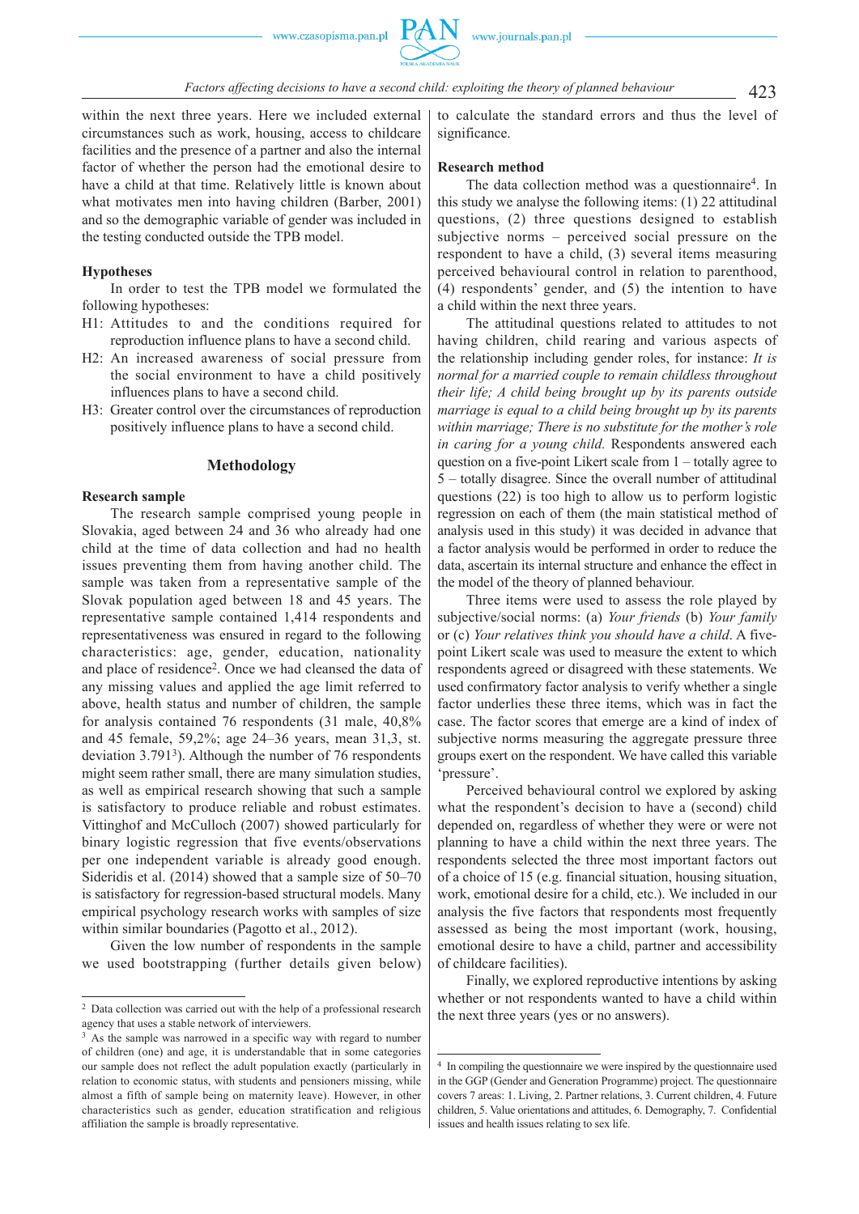within the next three years. Here we included external circumstances such as work, housing, access to childcare facilities and the presence of a partner and also the internal factor of whether the person had the emotional desire to have a child at that time. Relatively little is known about what motivates men into having children (Barber, 2001) and so the demographic variable of gender was included in the testing conducted outside the TPB model.

### Hypotheses

In order to test the TPB model we formulated the following hypotheses:

H1: Attitudes to and the conditions required for reproduction influence plans to have a second child.

H2: An increased awareness of social pressure from the social environment to have a child positively influences plans to have a second child.

H3: Greater control over the circumstances of reproduction positively influence plans to have a second child.

## Methodology

### Research sample

The research sample comprised young people in Slovakia, aged between 24 and 36 who already had one child at the time of data collection and had no health issues preventing them from having another child. The sample was taken from a representative sample of the Slovak population aged between 18 and 45 years. The representative sample contained 1,414 respondents and representativeness was ensured in regard to the following characteristics: age, gender, education, nationality and place of residence[2]. Once we had cleansed the data of any missing values and applied the age limit referred to above, health status and number of children, the sample for analysis contained 76 respondents (31 male, 40,8% and 45 female, 59,2%; age 24–36 years, mean 31,3, st. deviation 3.791[3]). Although the number of 76 respondents might seem rather small, there are many simulation studies, as well as empirical research showing that such a sample is satisfactory to produce reliable and robust estimates. Vittinghof and McCulloch (2007) showed particularly for binary logistic regression that five events/observations per one independent variable is already good enough. Sideridis et al. (2014) showed that a sample size of 50–70 is satisfactory for regression-based structural models. Many empirical psychology research works with samples of size within similar boundaries (Pagotto et al., 2012).

Given the low number of respondents in the sample we used bootstrapping (further details given below) to calculate the standard errors and thus the level of significance.

### Research method

The data collection method was a questionnaire[4]. In this study we analyse the following items: (1) 22 attitudinal questions, (2) three questions designed to establish subjective norms – perceived social pressure on the respondent to have a child, (3) several items measuring perceived behavioural control in relation to parenthood, (4) respondents' gender, and (5) the intention to have a child within the next three years.

The attitudinal questions related to attitudes to not having children, child rearing and various aspects of the relationship including gender roles, for instance: *It is normal for a married couple to remain childless throughout their life; A child being brought up by its parents outside marriage is equal to a child being brought up by its parents within marriage; There is no substitute for the mother's role in caring for a young child.* Respondents answered each question on a five-point Likert scale from 1 – totally agree to 5 – totally disagree. Since the overall number of attitudinal questions (22) is too high to allow us to perform logistic regression on each of them (the main statistical method of analysis used in this study) it was decided in advance that a factor analysis would be performed in order to reduce the data, ascertain its internal structure and enhance the effect in the model of the theory of planned behaviour.

Three items were used to assess the role played by subjective/social norms: (a) *Your friends* (b) *Your family* or (c) *Your relatives think you should have a child*. A five-point Likert scale was used to measure the extent to which respondents agreed or disagreed with these statements. We used confirmatory factor analysis to verify whether a single factor underlies these three items, which was in fact the case. The factor scores that emerge are a kind of index of subjective norms measuring the aggregate pressure three groups exert on the respondent. We have called this variable 'pressure'.

Perceived behavioural control we explored by asking what the respondent's decision to have a (second) child depended on, regardless of whether they were or were not planning to have a child within the next three years. The respondents selected the three most important factors out of a choice of 15 (e.g. financial situation, housing situation, work, emotional desire for a child, etc.). We included in our analysis the five factors that respondents most frequently assessed as being the most important (work, housing, emotional desire to have a child, partner and accessibility of childcare facilities).

Finally, we explored reproductive intentions by asking whether or not respondents wanted to have a child within the next three years (yes or no answers).

---

[2] Data collection was carried out with the help of a professional research agency that uses a stable network of interviewers.

[3] As the sample was narrowed in a specific way with regard to number of children (one) and age, it is understandable that in some categories our sample does not reflect the adult population exactly (particularly in relation to economic status, with students and pensioners missing, while almost a fifth of sample being on maternity leave). However, in other characteristics such as gender, education stratification and religious affiliation the sample is broadly representative.

[4] In compiling the questionnaire we were inspired by the questionnaire used in the GGP (Gender and Generation Programme) project. The questionnaire covers 7 areas: 1. Living, 2. Partner relations, 3. Current children, 4. Future children, 5. Value orientations and attitudes, 6. Demography, 7. Confidential issues and health issues relating to sex life.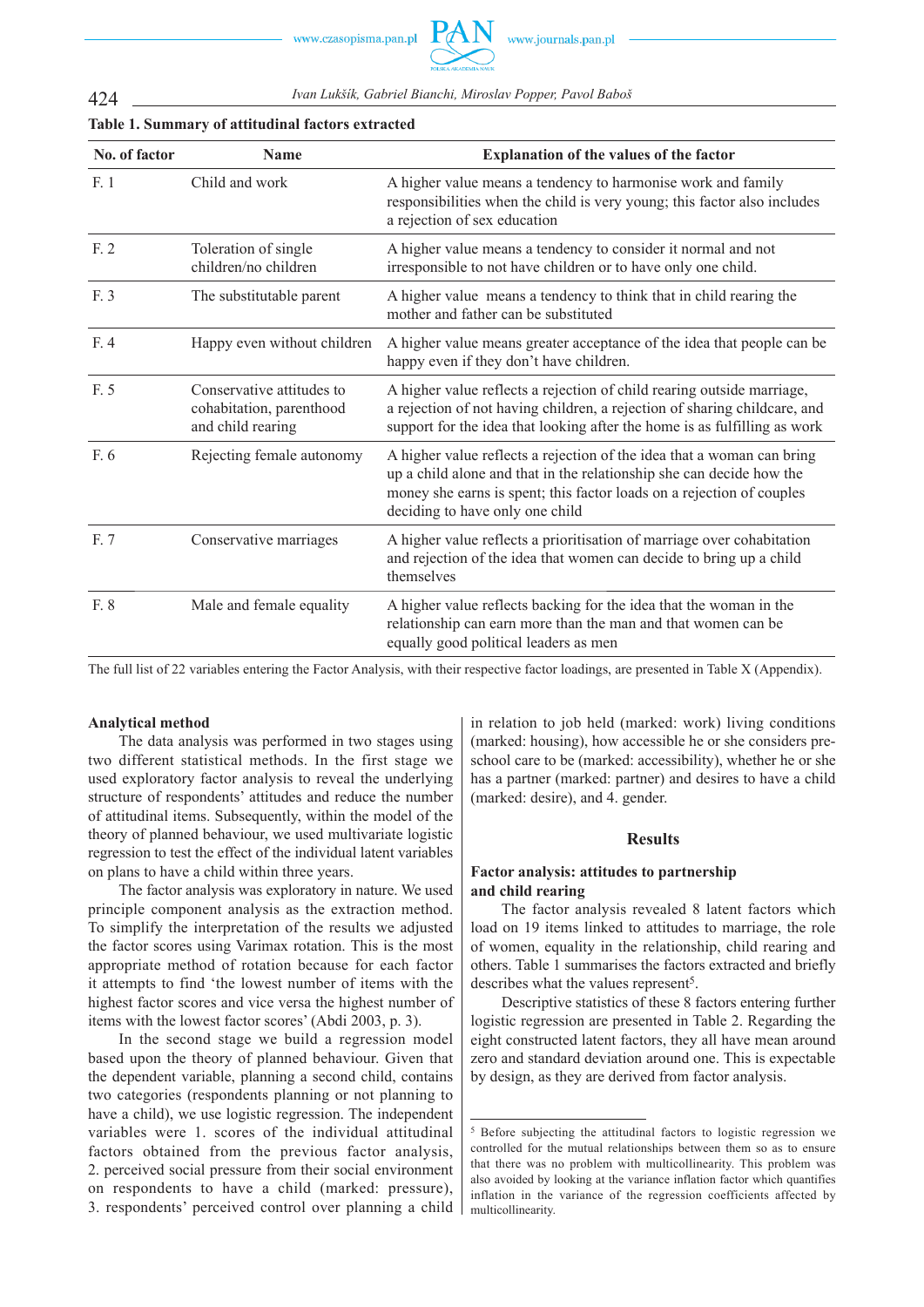**Table 1. Summary of attitudinal factors extracted**

| No. of factor | Name | Explanation of the values of the factor |
|---|---|---|
| F. 1 | Child and work | A higher value means a tendency to harmonise work and family responsibilities when the child is very young; this factor also includes a rejection of sex education |
| F. 2 | Toleration of single children/no children | A higher value means a tendency to consider it normal and not irresponsible to not have children or to have only one child. |
| F. 3 | The substitutable parent | A higher value means a tendency to think that in child rearing the mother and father can be substituted |
| F. 4 | Happy even without children | A higher value means greater acceptance of the idea that people can be happy even if they don't have children. |
| F. 5 | Conservative attitudes to cohabitation, parenthood and child rearing | A higher value reflects a rejection of child rearing outside marriage, a rejection of not having children, a rejection of sharing childcare, and support for the idea that looking after the home is as fulfilling as work |
| F. 6 | Rejecting female autonomy | A higher value reflects a rejection of the idea that a woman can bring up a child alone and that in the relationship she can decide how the money she earns is spent; this factor loads on a rejection of couples deciding to have only one child |
| F. 7 | Conservative marriages | A higher value reflects a prioritisation of marriage over cohabitation and rejection of the idea that women can decide to bring up a child themselves |
| F. 8 | Male and female equality | A higher value reflects backing for the idea that the woman in the relationship can earn more than the man and that women can be equally good political leaders as men |

The full list of 22 variables entering the Factor Analysis, with their respective factor loadings, are presented in Table X (Appendix).

**Analytical method**

The data analysis was performed in two stages using two different statistical methods. In the first stage we used exploratory factor analysis to reveal the underlying structure of respondents' attitudes and reduce the number of attitudinal items. Subsequently, within the model of the theory of planned behaviour, we used multivariate logistic regression to test the effect of the individual latent variables on plans to have a child within three years.

The factor analysis was exploratory in nature. We used principle component analysis as the extraction method. To simplify the interpretation of the results we adjusted the factor scores using Varimax rotation. This is the most appropriate method of rotation because for each factor it attempts to find 'the lowest number of items with the highest factor scores and vice versa the highest number of items with the lowest factor scores' (Abdi 2003, p. 3).

In the second stage we build a regression model based upon the theory of planned behaviour. Given that the dependent variable, planning a second child, contains two categories (respondents planning or not planning to have a child), we use logistic regression. The independent variables were 1. scores of the individual attitudinal factors obtained from the previous factor analysis, 2. perceived social pressure from their social environment on respondents to have a child (marked: pressure), 3. respondents' perceived control over planning a child in relation to job held (marked: work) living conditions (marked: housing), how accessible he or she considers pre-school care to be (marked: accessibility), whether he or she has a partner (marked: partner) and desires to have a child (marked: desire), and 4. gender.

## Results

### Factor analysis: attitudes to partnership and child rearing

The factor analysis revealed 8 latent factors which load on 19 items linked to attitudes to marriage, the role of women, equality in the relationship, child rearing and others. Table 1 summarises the factors extracted and briefly describes what the values represent[5].

Descriptive statistics of these 8 factors entering further logistic regression are presented in Table 2. Regarding the eight constructed latent factors, they all have mean around zero and standard deviation around one. This is expectable by design, as they are derived from factor analysis.

[5] Before subjecting the attitudinal factors to logistic regression we controlled for the mutual relationships between them so as to ensure that there was no problem with multicollinearity. This problem was also avoided by looking at the variance inflation factor which quantifies inflation in the variance of the regression coefficients affected by multicollinearity.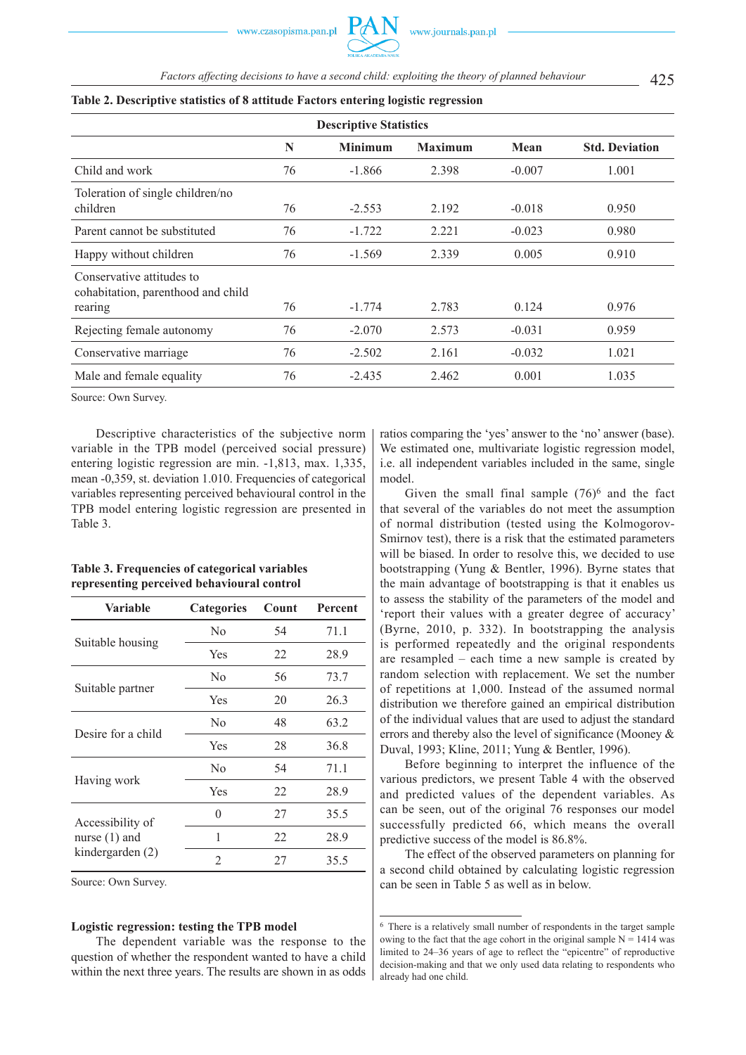**Table 2. Descriptive statistics of 8 attitude Factors entering logistic regression**

| Descriptive Statistics | | | | | |
|---|---|---|---|---|---|
| | N | Minimum | Maximum | Mean | Std. Deviation |
| Child and work | 76 | -1.866 | 2.398 | -0.007 | 1.001 |
| Toleration of single children/no children | 76 | -2.553 | 2.192 | -0.018 | 0.950 |
| Parent cannot be substituted | 76 | -1.722 | 2.221 | -0.023 | 0.980 |
| Happy without children | 76 | -1.569 | 2.339 | 0.005 | 0.910 |
| Conservative attitudes to cohabitation, parenthood and child rearing | 76 | -1.774 | 2.783 | 0.124 | 0.976 |
| Rejecting female autonomy | 76 | -2.070 | 2.573 | -0.031 | 0.959 |
| Conservative marriage | 76 | -2.502 | 2.161 | -0.032 | 1.021 |
| Male and female equality | 76 | -2.435 | 2.462 | 0.001 | 1.035 |

Source: Own Survey.

Descriptive characteristics of the subjective norm variable in the TPB model (perceived social pressure) entering logistic regression are min. -1,813, max. 1,335, mean -0,359, st. deviation 1.010. Frequencies of categorical variables representing perceived behavioural control in the TPB model entering logistic regression are presented in Table 3.

**Table 3. Frequencies of categorical variables representing perceived behavioural control**

| Variable | Categories | Count | Percent |
|---|---|---|---|
| Suitable housing | No | 54 | 71.1 |
| | Yes | 22 | 28.9 |
| Suitable partner | No | 56 | 73.7 |
| | Yes | 20 | 26.3 |
| Desire for a child | No | 48 | 63.2 |
| | Yes | 28 | 36.8 |
| Having work | No | 54 | 71.1 |
| | Yes | 22 | 28.9 |
| Accessibility of nurse (1) and kindergarden (2) | 0 | 27 | 35.5 |
| | 1 | 22 | 28.9 |
| | 2 | 27 | 35.5 |

Source: Own Survey.

### Logistic regression: testing the TPB model

The dependent variable was the response to the question of whether the respondent wanted to have a child within the next three years. The results are shown in as odds ratios comparing the 'yes' answer to the 'no' answer (base). We estimated one, multivariate logistic regression model, i.e. all independent variables included in the same, single model.

Given the small final sample (76)[6] and the fact that several of the variables do not meet the assumption of normal distribution (tested using the Kolmogorov-Smirnov test), there is a risk that the estimated parameters will be biased. In order to resolve this, we decided to use bootstrapping (Yung & Bentler, 1996). Byrne states that the main advantage of bootstrapping is that it enables us to assess the stability of the parameters of the model and 'report their values with a greater degree of accuracy' (Byrne, 2010, p. 332). In bootstrapping the analysis is performed repeatedly and the original respondents are resampled – each time a new sample is created by random selection with replacement. We set the number of repetitions at 1,000. Instead of the assumed normal distribution we therefore gained an empirical distribution of the individual values that are used to adjust the standard errors and thereby also the level of significance (Mooney & Duval, 1993; Kline, 2011; Yung & Bentler, 1996).

Before beginning to interpret the influence of the various predictors, we present Table 4 with the observed and predicted values of the dependent variables. As can be seen, out of the original 76 responses our model successfully predicted 66, which means the overall predictive success of the model is 86.8%.

The effect of the observed parameters on planning for a second child obtained by calculating logistic regression can be seen in Table 5 as well as in below.

[6] There is a relatively small number of respondents in the target sample owing to the fact that the age cohort in the original sample N = 1414 was limited to 24–36 years of age to reflect the "epicentre" of reproductive decision-making and that we only used data relating to respondents who already had one child.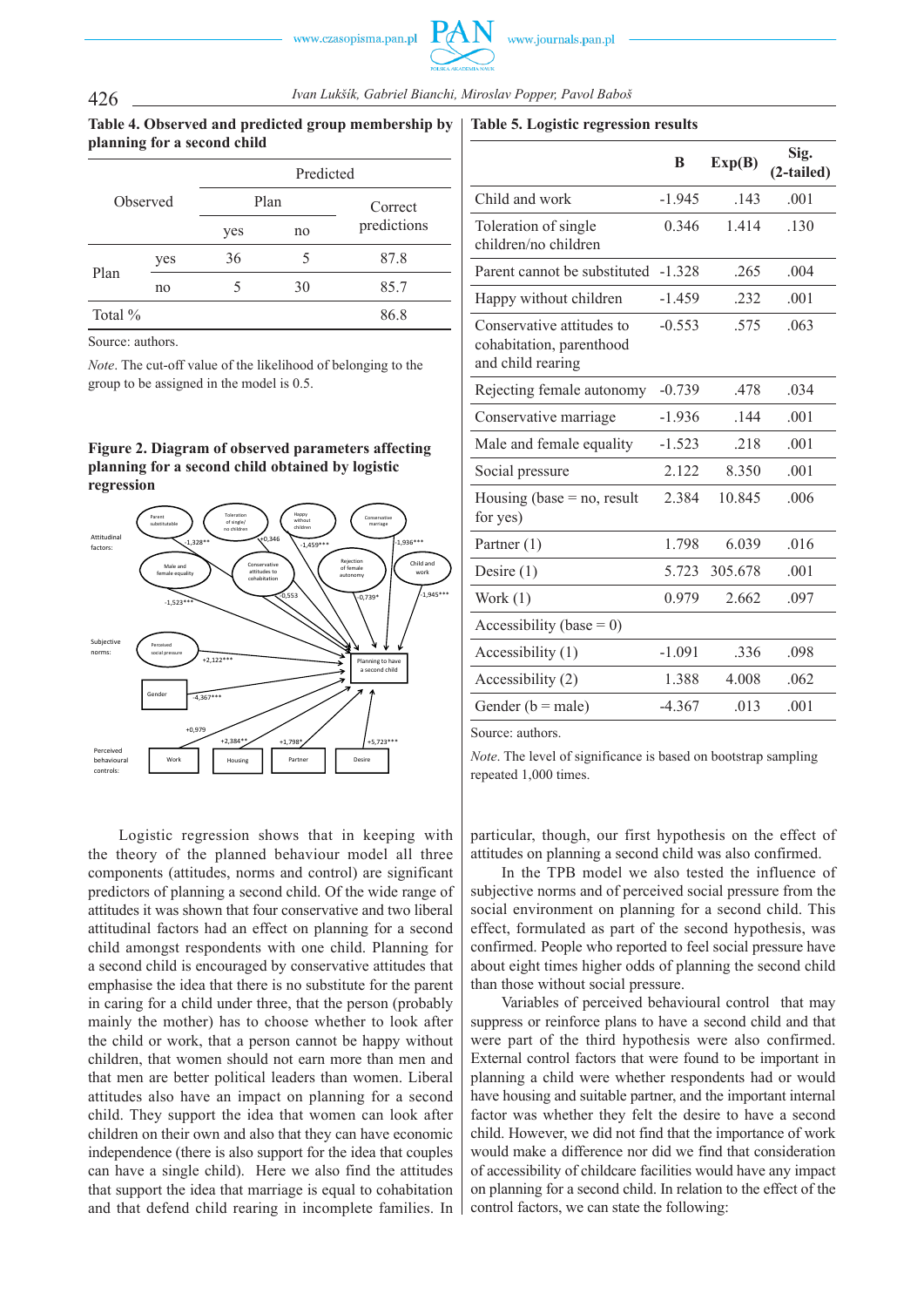**Table 4. Observed and predicted group membership by planning for a second child**

| Observed | | Predicted | | |
|---|---|---|---|---|
| | | Plan | | Correct predictions |
| | | yes | no | |
| Plan | yes | 36 | 5 | 87.8 |
| | no | 5 | 30 | 85.7 |
| Total % | | | | 86.8 |

Source: authors.

*Note*. The cut-off value of the likelihood of belonging to the group to be assigned in the model is 0.5.

**Figure 2. Diagram of observed parameters affecting planning for a second child obtained by logistic regression**

**Table 5. Logistic regression results**

| | B | Exp(B) | Sig. (2-tailed) |
|---|---|---|---|
| Child and work | -1.945 | .143 | .001 |
| Toleration of single children/no children | 0.346 | 1.414 | .130 |
| Parent cannot be substituted | -1.328 | .265 | .004 |
| Happy without children | -1.459 | .232 | .001 |
| Conservative attitudes to cohabitation, parenthood and child rearing | -0.553 | .575 | .063 |
| Rejecting female autonomy | -0.739 | .478 | .034 |
| Conservative marriage | -1.936 | .144 | .001 |
| Male and female equality | -1.523 | .218 | .001 |
| Social pressure | 2.122 | 8.350 | .001 |
| Housing (base = no, result for yes) | 2.384 | 10.845 | .006 |
| Partner (1) | 1.798 | 6.039 | .016 |
| Desire (1) | 5.723 | 305.678 | .001 |
| Work (1) | 0.979 | 2.662 | .097 |
| Accessibility (base = 0) | | | |
| Accessibility (1) | -1.091 | .336 | .098 |
| Accessibility (2) | 1.388 | 4.008 | .062 |
| Gender (b = male) | -4.367 | .013 | .001 |

Source: authors.

*Note*. The level of significance is based on bootstrap sampling repeated 1,000 times.

Logistic regression shows that in keeping with the theory of the planned behaviour model all three components (attitudes, norms and control) are significant predictors of planning a second child. Of the wide range of attitudes it was shown that four conservative and two liberal attitudinal factors had an effect on planning for a second child amongst respondents with one child. Planning for a second child is encouraged by conservative attitudes that emphasise the idea that there is no substitute for the parent in caring for a child under three, that the person (probably mainly the mother) has to choose whether to look after the child or work, that a person cannot be happy without children, that women should not earn more than men and that men are better political leaders than women. Liberal attitudes also have an impact on planning for a second child. They support the idea that women can look after children on their own and also that they can have economic independence (there is also support for the idea that couples can have a single child). Here we also find the attitudes that support the idea that marriage is equal to cohabitation and that defend child rearing in incomplete families. In particular, though, our first hypothesis on the effect of attitudes on planning a second child was also confirmed.

In the TPB model we also tested the influence of subjective norms and of perceived social pressure from the social environment on planning for a second child. This effect, formulated as part of the second hypothesis, was confirmed. People who reported to feel social pressure have about eight times higher odds of planning the second child than those without social pressure.

Variables of perceived behavioural control that may suppress or reinforce plans to have a second child and that were part of the third hypothesis were also confirmed. External control factors that were found to be important in planning a child were whether respondents had or would have housing and suitable partner, and the important internal factor was whether they felt the desire to have a second child. However, we did not find that the importance of work would make a difference nor did we find that consideration of accessibility of childcare facilities would have any impact on planning for a second child. In relation to the effect of the control factors, we can state the following: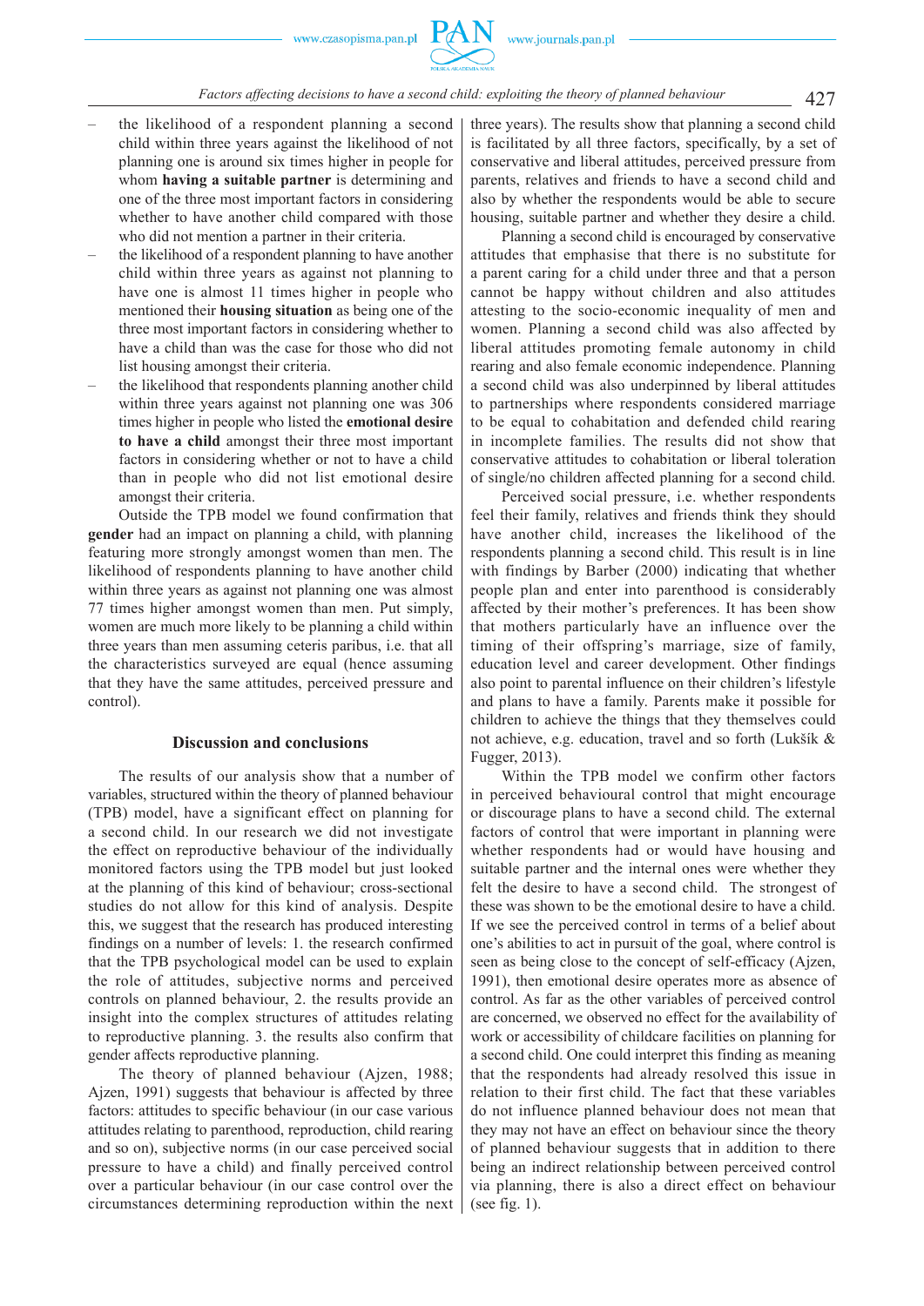- the likelihood of a respondent planning a second child within three years against the likelihood of not planning one is around six times higher in people for whom **having a suitable partner** is determining and one of the three most important factors in considering whether to have another child compared with those who did not mention a partner in their criteria.
- the likelihood of a respondent planning to have another child within three years as against not planning to have one is almost 11 times higher in people who mentioned their **housing situation** as being one of the three most important factors in considering whether to have a child than was the case for those who did not list housing amongst their criteria.
- the likelihood that respondents planning another child within three years against not planning one was 306 times higher in people who listed the **emotional desire to have a child** amongst their three most important factors in considering whether or not to have a child than in people who did not list emotional desire amongst their criteria.

Outside the TPB model we found confirmation that **gender** had an impact on planning a child, with planning featuring more strongly amongst women than men. The likelihood of respondents planning to have another child within three years as against not planning one was almost 77 times higher amongst women than men. Put simply, women are much more likely to be planning a child within three years than men assuming ceteris paribus, i.e. that all the characteristics surveyed are equal (hence assuming that they have the same attitudes, perceived pressure and control).

## Discussion and conclusions

The results of our analysis show that a number of variables, structured within the theory of planned behaviour (TPB) model, have a significant effect on planning for a second child. In our research we did not investigate the effect on reproductive behaviour of the individually monitored factors using the TPB model but just looked at the planning of this kind of behaviour; cross-sectional studies do not allow for this kind of analysis. Despite this, we suggest that the research has produced interesting findings on a number of levels: 1. the research confirmed that the TPB psychological model can be used to explain the role of attitudes, subjective norms and perceived controls on planned behaviour, 2. the results provide an insight into the complex structures of attitudes relating to reproductive planning. 3. the results also confirm that gender affects reproductive planning.

The theory of planned behaviour (Ajzen, 1988; Ajzen, 1991) suggests that behaviour is affected by three factors: attitudes to specific behaviour (in our case various attitudes relating to parenthood, reproduction, child rearing and so on), subjective norms (in our case perceived social pressure to have a child) and finally perceived control over a particular behaviour (in our case control over the circumstances determining reproduction within the next three years). The results show that planning a second child is facilitated by all three factors, specifically, by a set of conservative and liberal attitudes, perceived pressure from parents, relatives and friends to have a second child and also by whether the respondents would be able to secure housing, suitable partner and whether they desire a child.

Planning a second child is encouraged by conservative attitudes that emphasise that there is no substitute for a parent caring for a child under three and that a person cannot be happy without children and also attitudes attesting to the socio-economic inequality of men and women. Planning a second child was also affected by liberal attitudes promoting female autonomy in child rearing and also female economic independence. Planning a second child was also underpinned by liberal attitudes to partnerships where respondents considered marriage to be equal to cohabitation and defended child rearing in incomplete families. The results did not show that conservative attitudes to cohabitation or liberal toleration of single/no children affected planning for a second child.

Perceived social pressure, i.e. whether respondents feel their family, relatives and friends think they should have another child, increases the likelihood of the respondents planning a second child. This result is in line with findings by Barber (2000) indicating that whether people plan and enter into parenthood is considerably affected by their mother's preferences. It has been show that mothers particularly have an influence over the timing of their offspring's marriage, size of family, education level and career development. Other findings also point to parental influence on their children's lifestyle and plans to have a family. Parents make it possible for children to achieve the things that they themselves could not achieve, e.g. education, travel and so forth (Lukšík & Fugger, 2013).

Within the TPB model we confirm other factors in perceived behavioural control that might encourage or discourage plans to have a second child. The external factors of control that were important in planning were whether respondents had or would have housing and suitable partner and the internal ones were whether they felt the desire to have a second child. The strongest of these was shown to be the emotional desire to have a child. If we see the perceived control in terms of a belief about one's abilities to act in pursuit of the goal, where control is seen as being close to the concept of self-efficacy (Ajzen, 1991), then emotional desire operates more as absence of control. As far as the other variables of perceived control are concerned, we observed no effect for the availability of work or accessibility of childcare facilities on planning for a second child. One could interpret this finding as meaning that the respondents had already resolved this issue in relation to their first child. The fact that these variables do not influence planned behaviour does not mean that they may not have an effect on behaviour since the theory of planned behaviour suggests that in addition to there being an indirect relationship between perceived control via planning, there is also a direct effect on behaviour (see fig. 1).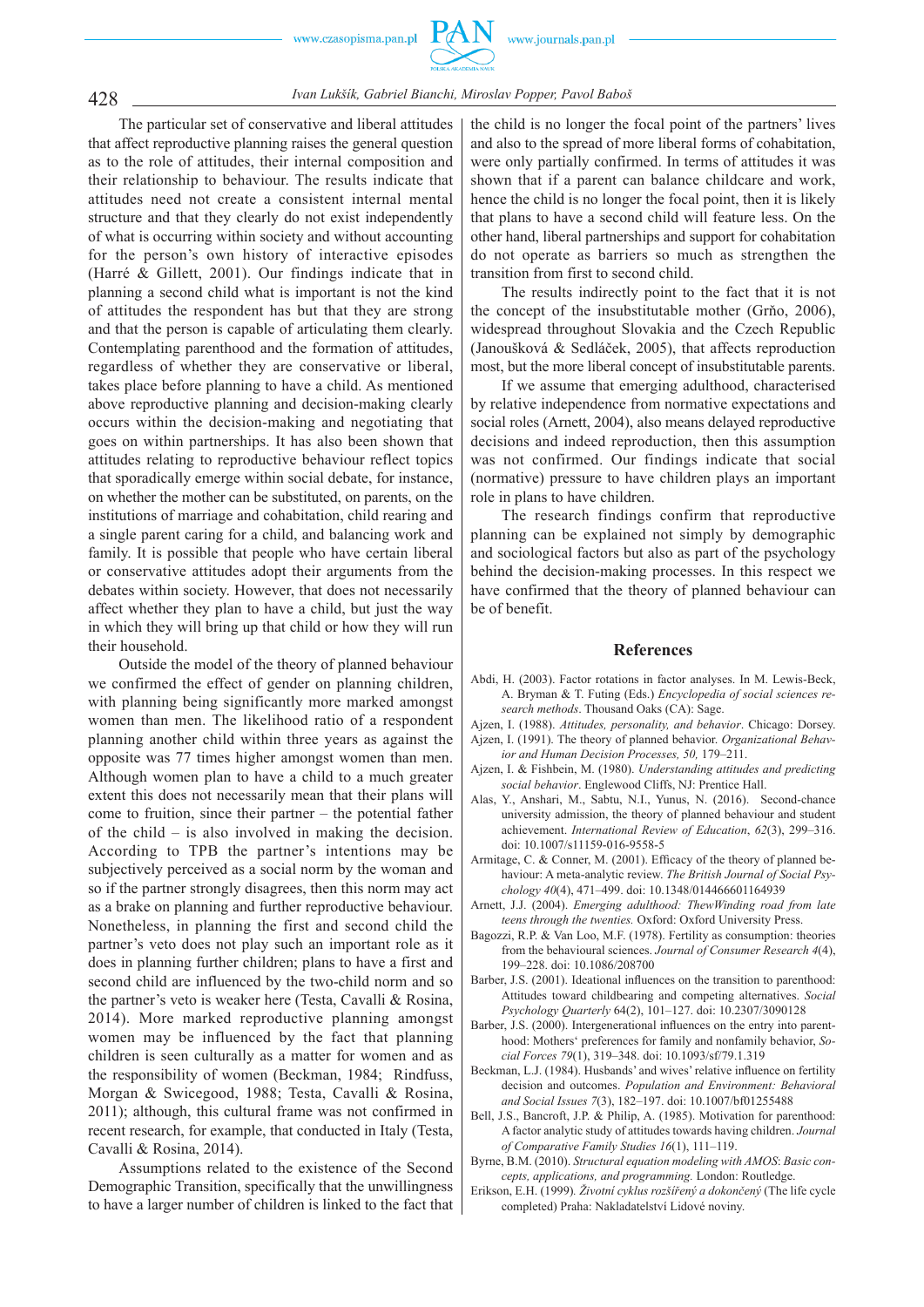The particular set of conservative and liberal attitudes that affect reproductive planning raises the general question as to the role of attitudes, their internal composition and their relationship to behaviour. The results indicate that attitudes need not create a consistent internal mental structure and that they clearly do not exist independently of what is occurring within society and without accounting for the person's own history of interactive episodes (Harré & Gillett, 2001). Our findings indicate that in planning a second child what is important is not the kind of attitudes the respondent has but that they are strong and that the person is capable of articulating them clearly. Contemplating parenthood and the formation of attitudes, regardless of whether they are conservative or liberal, takes place before planning to have a child. As mentioned above reproductive planning and decision-making clearly occurs within the decision-making and negotiating that goes on within partnerships. It has also been shown that attitudes relating to reproductive behaviour reflect topics that sporadically emerge within social debate, for instance, on whether the mother can be substituted, on parents, on the institutions of marriage and cohabitation, child rearing and a single parent caring for a child, and balancing work and family. It is possible that people who have certain liberal or conservative attitudes adopt their arguments from the debates within society. However, that does not necessarily affect whether they plan to have a child, but just the way in which they will bring up that child or how they will run their household.

Outside the model of the theory of planned behaviour we confirmed the effect of gender on planning children, with planning being significantly more marked amongst women than men. The likelihood ratio of a respondent planning another child within three years as against the opposite was 77 times higher amongst women than men. Although women plan to have a child to a much greater extent this does not necessarily mean that their plans will come to fruition, since their partner – the potential father of the child – is also involved in making the decision. According to TPB the partner's intentions may be subjectively perceived as a social norm by the woman and so if the partner strongly disagrees, then this norm may act as a brake on planning and further reproductive behaviour. Nonetheless, in planning the first and second child the partner's veto does not play such an important role as it does in planning further children; plans to have a first and second child are influenced by the two-child norm and so the partner's veto is weaker here (Testa, Cavalli & Rosina, 2014). More marked reproductive planning amongst women may be influenced by the fact that planning children is seen culturally as a matter for women and as the responsibility of women (Beckman, 1984; Rindfuss, Morgan & Swicegood, 1988; Testa, Cavalli & Rosina, 2011); although, this cultural frame was not confirmed in recent research, for example, that conducted in Italy (Testa, Cavalli & Rosina, 2014).

Assumptions related to the existence of the Second Demographic Transition, specifically that the unwillingness to have a larger number of children is linked to the fact that the child is no longer the focal point of the partners' lives and also to the spread of more liberal forms of cohabitation, were only partially confirmed. In terms of attitudes it was shown that if a parent can balance childcare and work, hence the child is no longer the focal point, then it is likely that plans to have a second child will feature less. On the other hand, liberal partnerships and support for cohabitation do not operate as barriers so much as strengthen the transition from first to second child.

The results indirectly point to the fact that it is not the concept of the insubstitutable mother (Grňo, 2006), widespread throughout Slovakia and the Czech Republic (Janoušková & Sedláček, 2005), that affects reproduction most, but the more liberal concept of insubstitutable parents.

If we assume that emerging adulthood, characterised by relative independence from normative expectations and social roles (Arnett, 2004), also means delayed reproductive decisions and indeed reproduction, then this assumption was not confirmed. Our findings indicate that social (normative) pressure to have children plays an important role in plans to have children.

The research findings confirm that reproductive planning can be explained not simply by demographic and sociological factors but also as part of the psychology behind the decision-making processes. In this respect we have confirmed that the theory of planned behaviour can be of benefit.

## References

Abdi, H. (2003). Factor rotations in factor analyses. In M. Lewis-Beck, A. Bryman & T. Futing (Eds.) *Encyclopedia of social sciences research methods*. Thousand Oaks (CA): Sage.

Ajzen, I. (1988). *Attitudes, personality, and behavior*. Chicago: Dorsey.

Ajzen, I. (1991). The theory of planned behavior. *Organizational Behavior and Human Decision Processes, 50,* 179–211.

Ajzen, I. & Fishbein, M. (1980). *Understanding attitudes and predicting social behavior*. Englewood Cliffs, NJ: Prentice Hall.

Alas, Y., Anshari, M., Sabtu, N.I., Yunus, N. (2016). Second-chance university admission, the theory of planned behaviour and student achievement. *International Review of Education*, *62*(3), 299–316. doi: 10.1007/s11159-016-9558-5

Armitage, C. & Conner, M. (2001). Efficacy of the theory of planned behaviour: A meta-analytic review. *The British Journal of Social Psychology 40*(4), 471–499. doi: 10.1348/014466601164939

Arnett, J.J. (2004). *Emerging adulthood: TheWinding road from late teens through the twenties.* Oxford: Oxford University Press.

Bagozzi, R.P. & Van Loo, M.F. (1978). Fertility as consumption: theories from the behavioural sciences. *Journal of Consumer Research 4*(4), 199–228. doi: 10.1086/208700

Barber, J.S. (2001). Ideational influences on the transition to parenthood: Attitudes toward childbearing and competing alternatives. *Social Psychology Quarterly* 64(2), 101–127. doi: 10.2307/3090128

Barber, J.S. (2000). Intergenerational influences on the entry into parenthood: Mothers' preferences for family and nonfamily behavior, *Social Forces 79*(1), 319–348. doi: 10.1093/sf/79.1.319

Beckman, L.J. (1984). Husbands' and wives' relative influence on fertility decision and outcomes. *Population and Environment: Behavioral and Social Issues* 7(3), 182–197. doi: 10.1007/bf01255488

Bell, J.S., Bancroft, J.P. & Philip, A. (1985). Motivation for parenthood: A factor analytic study of attitudes towards having children. *Journal of Comparative Family Studies 16*(1), 111–119.

Byrne, B.M. (2010). *Structural equation modeling with AMOS*: *Basic concepts, applications, and programming.* London: Routledge.

Erikson, E.H. (1999). *Životní cyklus rozšířený a dokončený* (The life cycle completed) Praha: Nakladatelství Lidové noviny.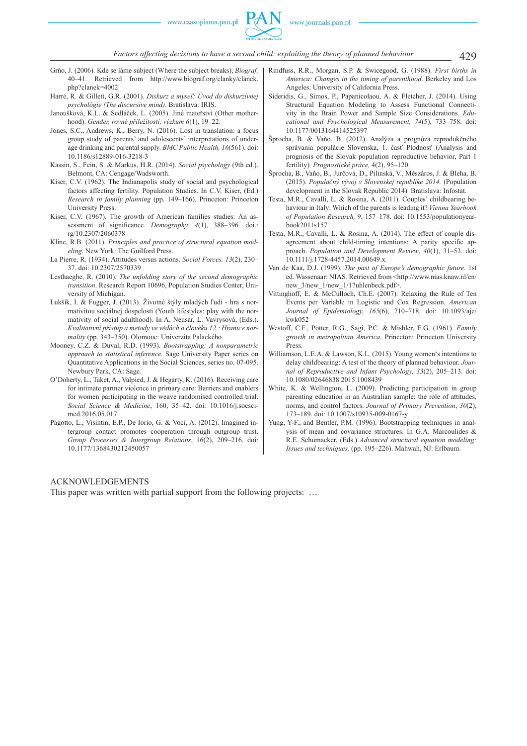Grňo, J. (2006). Kde se láme subject (Where the subject breaks), *Biograf,* 40–41. Retrieved from http://www.biograf.org/clanky/clanek.php?clanek=4002

Harré, R. & Gillett, G.R. (2001). *Diskurz a myseľ: Úvod do diskurzívnej psychológie (The discursive mind)*. Bratislava: IRIS.

Janoušková, K.L. & Sedláček, L. (2005). Jiné mateřství (Other motherhood). *Gender, rovné příležitosti, výzkum 6*(1), 19–22.

Jones, S.C., Andrews, K., Berry, N. (2016). Lost in translation: a focus group study of parents' and adolescents' interpretations of underage drinking and parental supply. *BMC Public Health, 16*(561). doi: 10.1186/s12889-016-3218-3

Kassin, S., Fein, S. & Markus, H.R. (2014). *Social psychology* (9th ed.). Belmont, CA: Cengage/Wadsworth.

Kiser, C.V. (1962). The Indianapolis study of social and psychological factors affecting fertility. Population Studies. In C.V. Kiser, (Ed.) *Research in family planning* (pp. 149–166). Princeton: Princeton University Press.

Kiser, C.V. (1967). The growth of American families studies: An assessment of significance. *Demography. 4*(1), 388–396. doi.: rg/10.2307/2060378

Kline, R.B. (2011). *Principles and practice of structural equation modeling*. New York: The Guilford Press.

La Pierre, R. (1934). Attitudes versus actions. *Social Forces. 13*(2), 230–37. doi: 10.2307/2570339

Lesthaeghe, R. (2010). *The unfolding story of the second demographic transition*. Research Report 10696, Population Studies Center, University of Michigan.

Lukšík, I. & Fugger, J. (2013). Životné štýly mladých ľudí - hra s normativitou sociálnej dospelosti (Youth lifestyles: play with the normativity of social adulthood). In A. Neusar, L. Vavrysová, (Eds.). *Kvalitativní přístup a metody ve vědách o člověku 12 : Hranice normality* (pp. 343–350). Olomouc: Univerzita Palackého.

Mooney, C.Z. & Duval, R.D. (1993). *Bootstrapping: A nonparametric approach to statistical inference.* Sage University Paper series on Quantitative Applications in the Social Sciences, series no. 07-095. Newbury Park, CA: Sage.

O'Doherty, L., Taket, A., Valpied, J. & Hegarty, K. (2016). Receiving care for intimate partner violence in primary care: Barriers and enablers for women participating in the weave randomised controlled trial. *Social Science & Medicine*, 160, 35–42. doi: 10.1016/j.socscimed.2016.05.017

Pagotto, L., Visintin, E.P., De Iorio, G. & Voci, A. (2012). Imagined intergroup contact promotes cooperation through outgroup trust. *Group Processes & Intergroup Relations*, 16(2), 209–216. doi: 10.1177/1368430212450057

Rindfuss, R.R., Morgan, S.P. & Swicegood, G. (1988). *First births in America: Changes in the timing of parenthood*. Berkeley and Los Angeles: University of California Press.

Sideridis, G., Simos, P., Papanicolaou, A. & Fletcher, J. (2014). Using Structural Equation Modeling to Assess Functional Connectivity in the Brain Power and Sample Size Considerations. *Educational and Psychological Measurement, 74*(5), 733–758. doi: 10.1177/0013164414525397

Šprocha, B. & Vaňo, B. (2012). Analýza a prognóza reprodukčného správania populácie Slovenska, 1. časť Plodnosť (Analysis and prognosis of the Slovak population reproductive behavior, Part 1 fertility) *Prognostické práce,* 4(2), 95–120.

Šprocha, B., Vaňo, B., Jurčová, D., Pilinská, V., Mészáros, J. & Bleha, B. (2015). *Populačný vývoj v Slovenskej republike 2014.* (Population development in the Slovak Republic 2014) Bratislava: Infostat.

Testa, M.R., Cavalli, L. & Rosina, A. (2011). Couples' childbearing behaviour in Italy: Which of the parents is leading it? *Vienna Yearbook of Population Research,* 9, 157–178. doi: 10.1553/populationyearbook2011s157

Testa, M.R., Cavalli, L. & Rosina, A. (2014). The effect of couple disagreement about child-timing intentions: A parity specific approach. *Population and Development Review*, *40*(1), 31–53. doi: 10.1111/j.1728-4457.2014.00649.x.

Van de Kaa, D.J. (1999). *The past of Europe's demographic future*. 1st ed. Wassenaar: NIAS. Retrieved from <http://www.nias.knaw.nl/en/new_3/new_1/new_1/17uhlenbeck.pdf>.

Vittinghoff, E. & McCulloch, Ch.E. (2007). Relaxing the Rule of Ten Events per Variable in Logistic and Cox Regression. *American Journal of Epidemiology, 165*(6), 710–718. doi: 10.1093/aje/kwk052

Westoff, C.F., Potter, R.G., Sagi, P.C. & Mishler, E.G. (1961). *Family growth in metropolitan America*. Princeton: Princeton University Press.

Williamson, L.E.A. & Lawson, K.L. (2015). Young women's intentions to delay childbearing: A test of the theory of planned behaviour. *Journal of Reproductive and Infant Psychology, 33*(2), 205–213. doi: 10.1080/02646838.2015.1008439

White, K. & Wellington, L. (2009). Predicting participation in group parenting education in an Australian sample: the role of attitudes, norms, and control factors. *Journal of Primary Prevention*, *30*(2), 173–189. doi: 10.1007/s10935-009-0167-y

Yung, Y-F., and Bentler, P.M. (1996). Bootstrapping techniques in analysis of mean and covariance structures. In G.A. Marcoulides & R.E. Schumacker, (Eds.) *Advanced structural equation modeling: Issues and techniques.* (pp. 195–226). Mahwah, NJ: Erlbaum.

## ACKNOWLEDGEMENTS

This paper was written with partial support from the following projects: …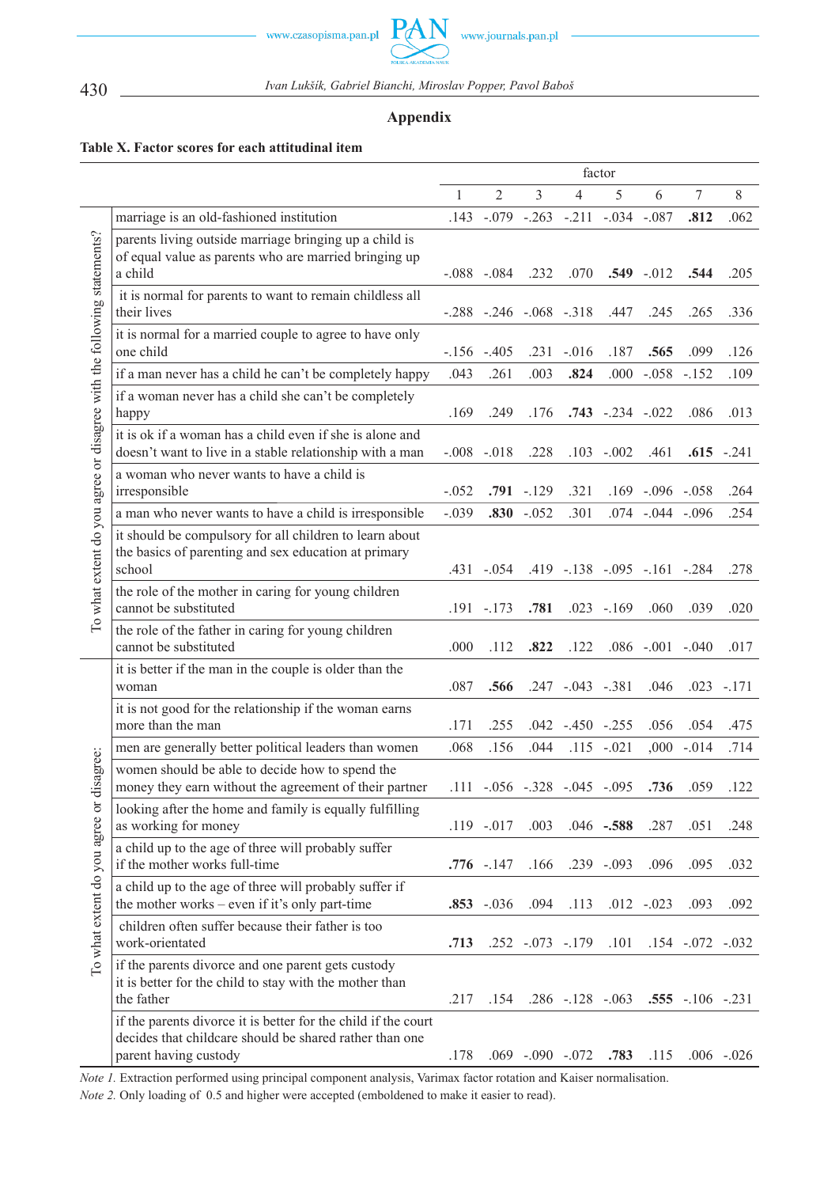## Appendix

**Table X. Factor scores for each attitudinal item**

| | | factor | | | | | | | |
|---|---|---|---|---|---|---|---|---|---|
| | | 1 | 2 | 3 | 4 | 5 | 6 | 7 | 8 |
| To what extent do you agree or disagree with the following statements? | marriage is an old-fashioned institution | .143 | -.079 | -.263 | -.211 | -.034 | -.087 | **.812** | .062 |
| | parents living outside marriage bringing up a child is of equal value as parents who are married bringing up a child | -.088 | -.084 | .232 | .070 | **.549** | -.012 | **.544** | .205 |
| | it is normal for parents to want to remain childless all their lives | -.288 | -.246 | -.068 | -.318 | .447 | .245 | .265 | .336 |
| | it is normal for a married couple to agree to have only one child | -.156 | -.405 | .231 | -.016 | .187 | **.565** | .099 | .126 |
| | if a man never has a child he can't be completely happy | .043 | .261 | .003 | **.824** | .000 | -.058 | -.152 | .109 |
| | if a woman never has a child she can't be completely happy | .169 | .249 | .176 | **.743** | -.234 | -.022 | .086 | .013 |
| | it is ok if a woman has a child even if she is alone and doesn't want to live in a stable relationship with a man | -.008 | -.018 | .228 | .103 | -.002 | .461 | **.615** | -.241 |
| | a woman who never wants to have a child is irresponsible | -.052 | **.791** | -.129 | .321 | .169 | -.096 | -.058 | .264 |
| | a man who never wants to have a child is irresponsible | -.039 | **.830** | -.052 | .301 | .074 | -.044 | -.096 | .254 |
| | it should be compulsory for all children to learn about the basics of parenting and sex education at primary school | .431 | -.054 | .419 | -.138 | -.095 | -.161 | -.284 | .278 |
| | the role of the mother in caring for young children cannot be substituted | .191 | -.173 | **.781** | .023 | -.169 | .060 | .039 | .020 |
| | the role of the father in caring for young children cannot be substituted | .000 | .112 | **.822** | .122 | .086 | -.001 | -.040 | .017 |
| To what extent do you agree or disagree: | it is better if the man in the couple is older than the woman | .087 | **.566** | .247 | -.043 | -.381 | .046 | .023 | -.171 |
| | it is not good for the relationship if the woman earns more than the man | .171 | .255 | .042 | -.450 | -.255 | .056 | .054 | .475 |
| | men are generally better political leaders than women | .068 | .156 | .044 | .115 | -.021 | ,000 | -.014 | .714 |
| | women should be able to decide how to spend the money they earn without the agreement of their partner | .111 | -.056 | -.328 | -.045 | -.095 | **.736** | .059 | .122 |
| | looking after the home and family is equally fulfilling as working for money | .119 | -.017 | .003 | .046 | **-.588** | .287 | .051 | .248 |
| | a child up to the age of three will probably suffer if the mother works full-time | **.776** | -.147 | .166 | .239 | -.093 | .096 | .095 | .032 |
| | a child up to the age of three will probably suffer if the mother works – even if it's only part-time | **.853** | -.036 | .094 | .113 | .012 | -.023 | .093 | .092 |
| | children often suffer because their father is too work-orientated | **.713** | .252 | -.073 | -.179 | .101 | .154 | -.072 | -.032 |
| | if the parents divorce and one parent gets custody it is better for the child to stay with the mother than the father | .217 | .154 | .286 | -.128 | -.063 | **.555** | -.106 | -.231 |
| | if the parents divorce it is better for the child if the court decides that childcare should be shared rather than one parent having custody | .178 | .069 | -.090 | -.072 | **.783** | .115 | .006 | -.026 |

*Note 1.* Extraction performed using principal component analysis, Varimax factor rotation and Kaiser normalisation.
*Note 2.* Only loading of 0.5 and higher were accepted (emboldened to make it easier to read).